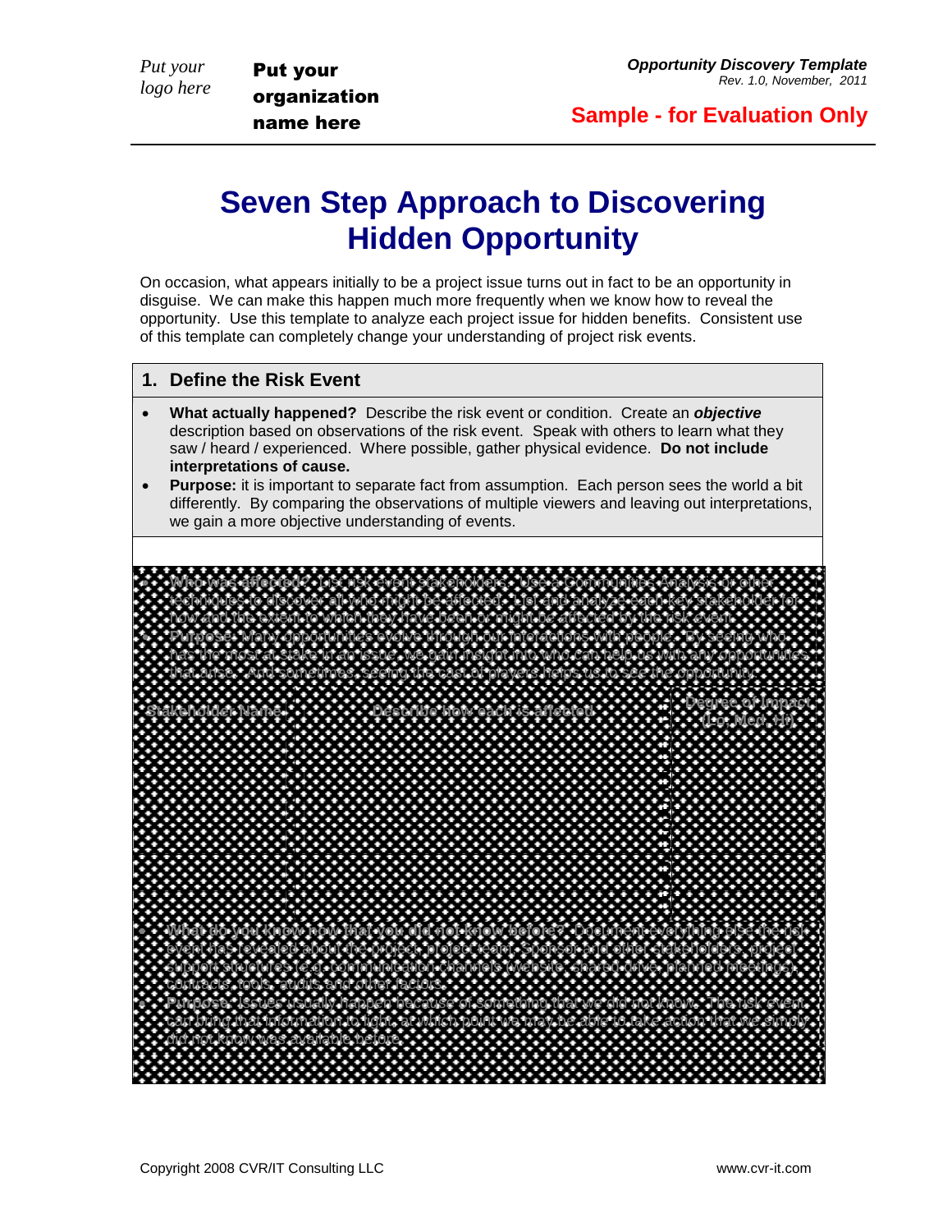# Seven Step Approach to Discovering Hidden Opportunity

On occasion, what appears initially to be a project issue turns out in fact to be an opportunity in disguise. We can make this happen much more frequently when we know how to reveal the opportunity. Use this template to analyze each project issue for hidden benefits. Consistent use of this template can completely change your understanding of project risk events.

## 1. Define the Risk Event

- **What actually happened?** Describe the risk event or condition. Create an ***objective*** description based on observations of the risk event. Speak with others to learn what they saw / heard / experienced. Where possible, gather physical evidence. **Do not include interpretations of cause.**
- **Purpose:** it is important to separate fact from assumption. Each person sees the world a bit differently. By comparing the observations of multiple viewers and leaving out interpretations, we gain a more objective understanding of events.

- **Who was affected?** List risk event stakeholders. Use a Communities Analysis or other techniques to discover all who might be affected. List and analyze each key stakeholder for how and the extent to which they have been or might be affected by the risk event.
- **Purpose:** Many opportunities evolve through our interactions with people. By seeing who has the most at stake in an issue, we gain insight into who can help us with any opportunities that arise. And sometimes, seeing the cast of players helps us to see the opportunity.

| Stakeholder Name | Describe how each is affected | Degree of Impact (Lo, Med, Hi) |
|---|---|---|
| | | |
| | | |

- **What do you know now that you did not know before?** Document everything else the risk event has revealed about the project, project team, Sponsor and other stakeholders, project support structures (e.g. communication channels (website, shared drive, planned meetings), contracts, tools, audits and other factors.
- **Purpose:** Issues usually happen because of something that we did not know. The risk event can bring that information to light, at which point we may be able to take action that we simply did not know was available before.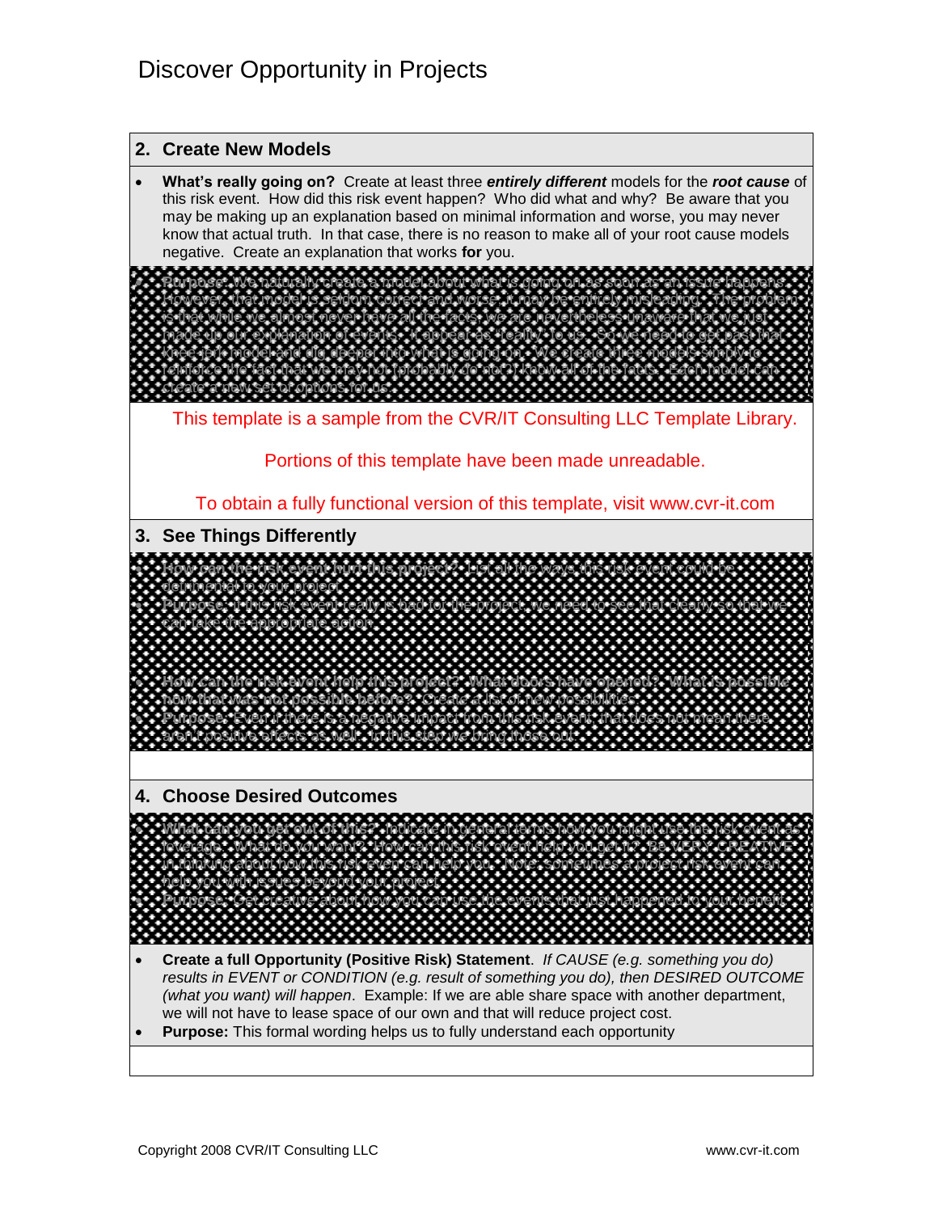## 2. Create New Models

- **What's really going on?** Create at least three ***entirely different*** models for the ***root cause*** of this risk event. How did this risk event happen? Who did what and why? Be aware that you may be making up an explanation based on minimal information and worse, you may never know that actual truth. In that case, there is no reason to make all of your root cause models negative. Create an explanation that works **for** you.

This template is a sample from the CVR/IT Consulting LLC Template Library.

Portions of this template have been made unreadable.

To obtain a fully functional version of this template, visit www.cvr-it.com

## 3. See Things Differently

## 4. Choose Desired Outcomes

- **Create a full Opportunity (Positive Risk) Statement**. *If CAUSE (e.g. something you do) results in EVENT or CONDITION (e.g. result of something you do), then DESIRED OUTCOME (what you want) will happen*. Example: If we are able share space with another department, we will not have to lease space of our own and that will reduce project cost.
- **Purpose:** This formal wording helps us to fully understand each opportunity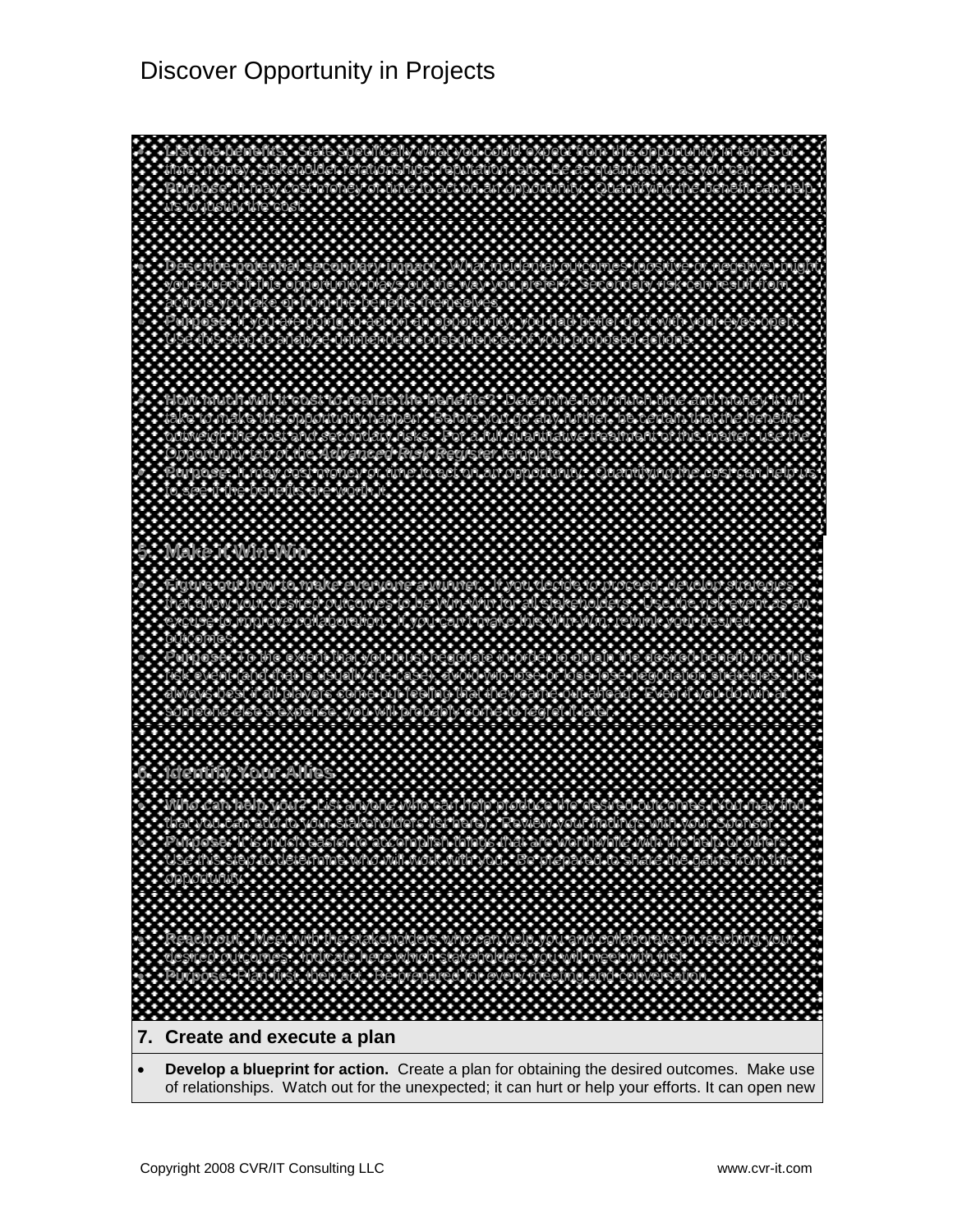- **List the benefits.** State specifically what you could expect from this opportunity in terms of time, money, stakeholder relationships, reputation, etc. Be as quantitative as you can.
- **Purpose:** It may cost money or time to act on an opportunity. Quantifying the benefit can help us to justify the cost.

- **Describe potential secondary impact.** What incidental outcomes (positive or negative) might you expect if this opportunity plays out the way you prefer? Secondary risk can result from actions you take or from the benefits themselves.
- **Purpose:** If you are going to act on an opportunity, you had better do it with your eyes open. Use this step to analyze unintended consequences of your proposed actions.

- **How much will it cost to realize the benefits?** Determine how much time and money it will take to make this opportunity happen. Before you go any further, be certain that the benefits outweigh the cost and secondary risks. For a full quantitative treatment of this matter, use the Opportunity tab of the ***Advanced Risk Register*** template.
- **Purpose:** It may cost money or time to act on an opportunity. Quantifying the cost can help us to see if the benefits are worth it.

## 5. Make it Win-Win

- **Figure out how to make everyone a winner.** If you decide to proceed, develop strategies that allow your desired outcomes to be Win-Win for all stakeholders. Use the risk event as an excuse to improve collaboration. If you can't make this Win-Win, rethink your desired outcomes.
- **Purpose:** To the extent that you must negotiate in order to obtain the desired benefit from this risk event (and that is usually the case), avoid win-lose or lose-lose negotiation strategies. It is always best if all players come out feeling that they came out ahead. Even if you do win at someone else's expense, you will probably come to regret it later.

## 6. Identify Your Allies

- **Who can help you?** List anyone who can help produce the desired outcomes (You may find that you can add to your stakeholders list here). Review your findings with your Sponsor.
- **Purpose:** It is much easier to accomplish things that are worthwhile with the help of others. Use this step to determine who will work with you. Be prepared to share the gains from the opportunity.

- **Reach out.** Meet with the stakeholders who can help you and collaborate on reaching your desired outcomes. Indicate here which stakeholders you will meet with first.
- **Purpose:** Plan first, then act. Be prepared for every meeting and conversation.

## 7. Create and execute a plan

- **Develop a blueprint for action.** Create a plan for obtaining the desired outcomes. Make use of relationships. Watch out for the unexpected; it can hurt or help your efforts. It can open new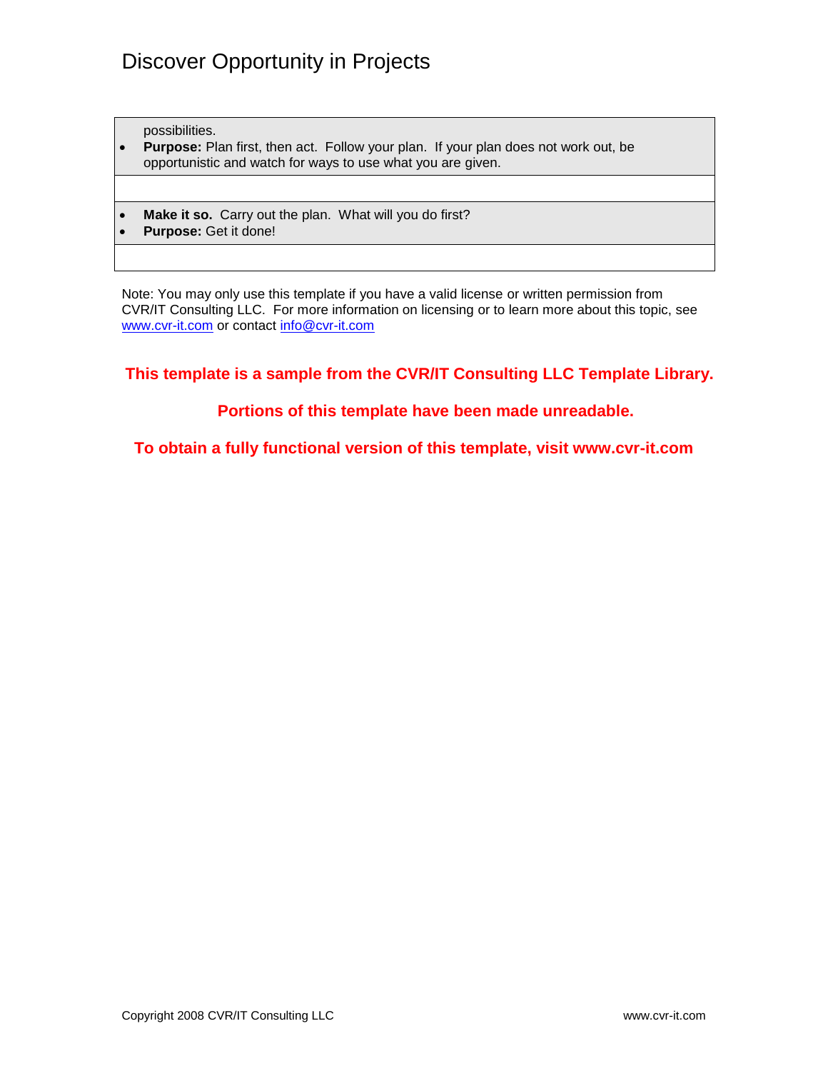# Discover Opportunity in Projects

| |
|---|
| possibilities.<br>• **Purpose:** Plan first, then act. Follow your plan. If your plan does not work out, be opportunistic and watch for ways to use what you are given. |
| |
| • **Make it so.** Carry out the plan. What will you do first?<br>• **Purpose:** Get it done! |
| |

Note: You may only use this template if you have a valid license or written permission from CVR/IT Consulting LLC. For more information on licensing or to learn more about this topic, see www.cvr-it.com or contact info@cvr-it.com

**This template is a sample from the CVR/IT Consulting LLC Template Library.**

**Portions of this template have been made unreadable.**

**To obtain a fully functional version of this template, visit www.cvr-it.com**